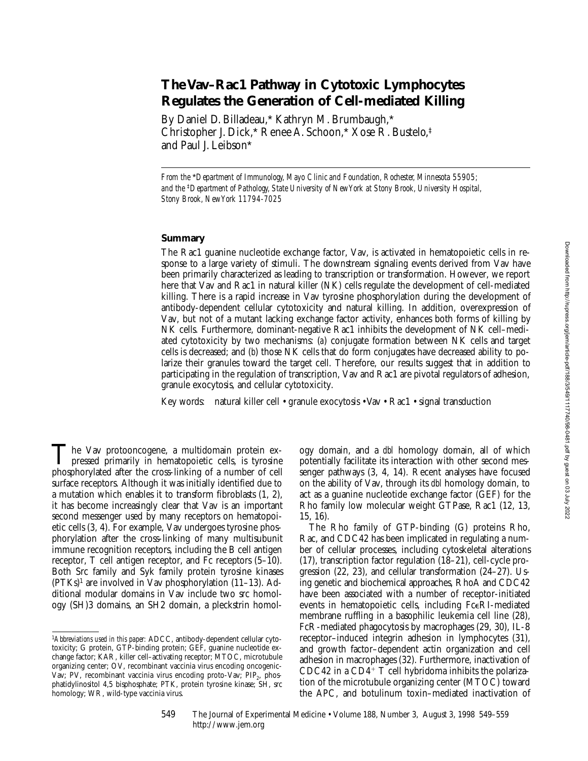# The Vav–Rac1 Pathway in Cytotoxic Lymphocytes Regulates the Generation of Cell-mediated Killing

By Daniel D. Billadeau,* Kathryn M. Brumbaugh,* Christopher J. Dick,* Renee A. Schoon,* Xose R. Bustelo,‡ and Paul J. Leibson*

*From the \*Department of Immunology, Mayo Clinic and Foundation, Rochester, Minnesota 55905; and the ‡Department of Pathology, State University of New York at Stony Brook, University Hospital, Stony Brook, New York 11794-7025*

## Summary

The Rac1 guanine nucleotide exchange factor, Vav, is activated in hematopoietic cells in response to a large variety of stimuli. The downstream signaling events derived from Vav have been primarily characterized as leading to transcription or transformation. However, we report here that Vav and Rac1 in natural killer (NK) cells regulate the development of cell-mediated killing. There is a rapid increase in Vav tyrosine phosphorylation during the development of antibody-dependent cellular cytotoxicity and natural killing. In addition, overexpression of Vav, but not of a mutant lacking exchange factor activity, enhances both forms of killing by NK cells. Furthermore, dominant-negative Rac1 inhibits the development of NK cell–mediated cytotoxicity by two mechanisms: (*a*) conjugate formation between NK cells and target cells is decreased; and (*b*) those NK cells that do form conjugates have decreased ability to polarize their granules toward the target cell. Therefore, our results suggest that in addition to participating in the regulation of transcription, Vav and Rac1 are pivotal regulators of adhesion, granule exocytosis, and cellular cytotoxicity.

Key words: natural killer cell • granule exocytosis • Vav • Rac1 • signal transduction

The Vav protooncogene, a multidomain protein expressed primarily in hematopoietic cells, is tyrosine phosphorylated after the cross-linking of a number of cell surface receptors. Although it was initially identified due to a mutation which enables it to transform fibroblasts (1, 2), it has become increasingly clear that Vav is an important second messenger used by many receptors on hematopoietic cells (3, 4). For example, Vav undergoes tyrosine phosphorylation after the cross-linking of many multisubunit immune recognition receptors, including the B cell antigen receptor, T cell antigen receptor, and Fc receptors (5–10). Both Src family and Syk family protein tyrosine kinases (PTKs)[1] are involved in Vav phosphorylation (11–13). Additional modular domains in Vav include two src homology (SH)3 domains, an SH2 domain, a pleckstrin homology domain, and a *dbl* homology domain, all of which potentially facilitate its interaction with other second messenger pathways (3, 4, 14). Recent analyses have focused on the ability of Vav, through its *dbl* homology domain, to act as a guanine nucleotide exchange factor (GEF) for the Rho family low molecular weight GTPase, Rac1 (12, 13, 15, 16).

The Rho family of GTP-binding (G) proteins Rho, Rac, and CDC42 has been implicated in regulating a number of cellular processes, including cytoskeletal alterations (17), transcription factor regulation (18–21), cell-cycle progression (22, 23), and cellular transformation (24–27). Using genetic and biochemical approaches, RhoA and CDC42 have been associated with a number of receptor-initiated events in hematopoietic cells, including FcεRI-mediated membrane ruffling in a basophilic leukemia cell line (28), FcR-mediated phagocytosis by macrophages (29, 30), IL-8 receptor–induced integrin adhesion in lymphocytes (31), and growth factor–dependent actin organization and cell adhesion in macrophages (32). Furthermore, inactivation of CDC42 in a $CD4^+$ T cell hybridoma inhibits the polarization of the microtubule organizing center (MTOC) toward the APC, and botulinum toxin–mediated inactivation of

[1] *Abbreviations used in this paper:* ADCC, antibody-dependent cellular cytotoxicity; G protein, GTP-binding protein; GEF, guanine nucleotide exchange factor; KAR, killer cell–activating receptor; MTOC, microtubule organizing center; OV, recombinant vaccinia virus encoding oncogenic-Vav; PV, recombinant vaccinia virus encoding proto-Vav; $PIP_2$, phosphatidylinositol 4,5 bisphosphate; PTK, protein tyrosine kinase; SH, src homology; WR, wild-type vaccinia virus.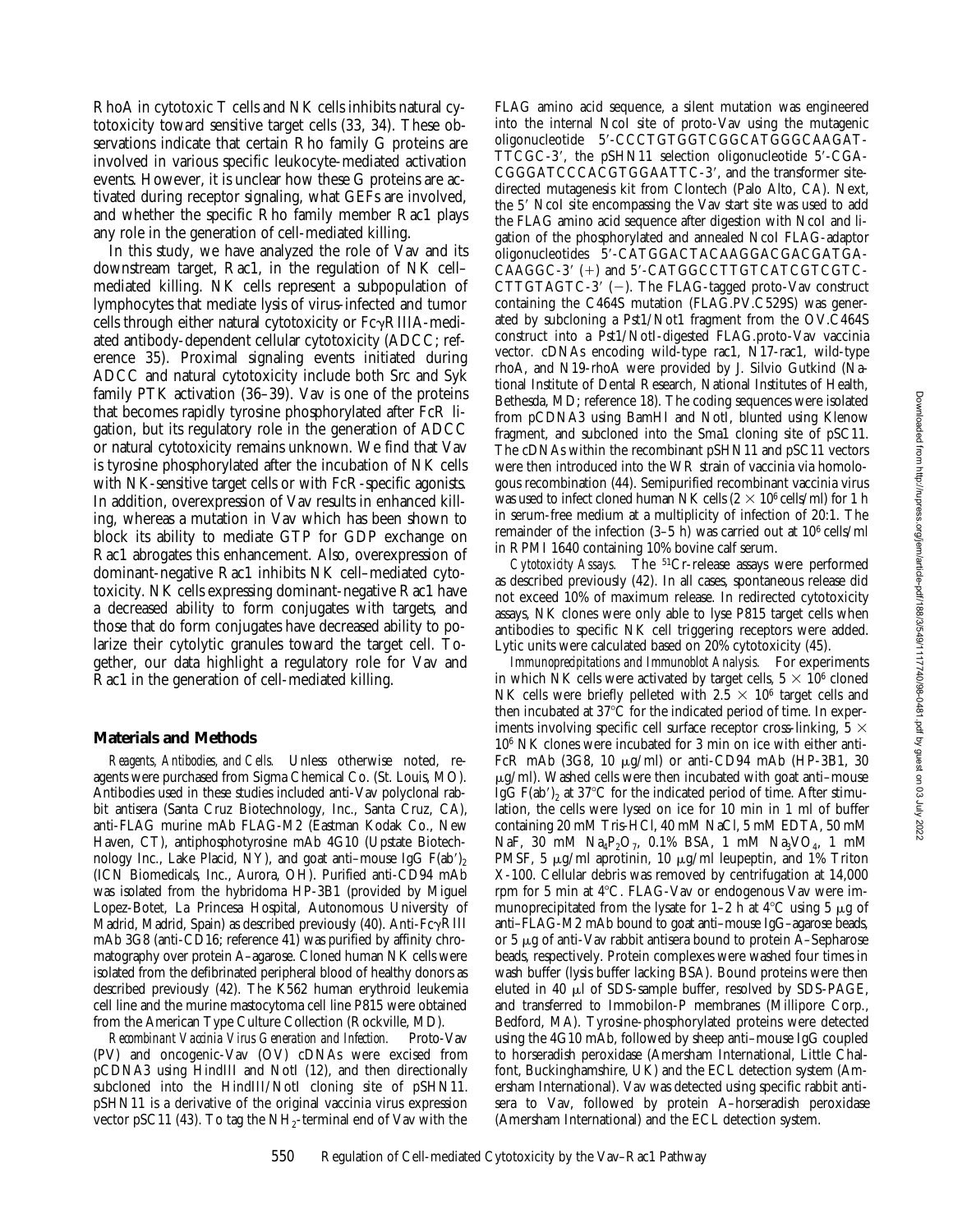RhoA in cytotoxic T cells and NK cells inhibits natural cytotoxicity toward sensitive target cells (33, 34). These observations indicate that certain Rho family G proteins are involved in various specific leukocyte-mediated activation events. However, it is unclear how these G proteins are activated during receptor signaling, what GEFs are involved, and whether the specific Rho family member Rac1 plays any role in the generation of cell-mediated killing.

In this study, we have analyzed the role of Vav and its downstream target, Rac1, in the regulation of NK cell–mediated killing. NK cells represent a subpopulation of lymphocytes that mediate lysis of virus-infected and tumor cells through either natural cytotoxicity or FcγRIIIA-mediated antibody-dependent cellular cytotoxicity (ADCC; reference 35). Proximal signaling events initiated during ADCC and natural cytotoxicity include both Src and Syk family PTK activation (36–39). Vav is one of the proteins that becomes rapidly tyrosine phosphorylated after FcR ligation, but its regulatory role in the generation of ADCC or natural cytotoxicity remains unknown. We find that Vav is tyrosine phosphorylated after the incubation of NK cells with NK-sensitive target cells or with FcR-specific agonists. In addition, overexpression of Vav results in enhanced killing, whereas a mutation in Vav which has been shown to block its ability to mediate GTP for GDP exchange on Rac1 abrogates this enhancement. Also, overexpression of dominant-negative Rac1 inhibits NK cell–mediated cytotoxicity. NK cells expressing dominant-negative Rac1 have a decreased ability to form conjugates with targets, and those that do form conjugates have decreased ability to polarize their cytolytic granules toward the target cell. Together, our data highlight a regulatory role for Vav and Rac1 in the generation of cell-mediated killing.

## Materials and Methods

*Reagents, Antibodies, and Cells.* Unless otherwise noted, reagents were purchased from Sigma Chemical Co. (St. Louis, MO). Antibodies used in these studies included anti-Vav polyclonal rabbit antisera (Santa Cruz Biotechnology, Inc., Santa Cruz, CA), anti-FLAG murine mAb FLAG-M2 (Eastman Kodak Co., New Haven, CT), antiphosphotyrosine mAb 4G10 (Upstate Biotechnology Inc., Lake Placid, NY), and goat anti–mouse IgG $F(ab')_2$ (ICN Biomedicals, Inc., Aurora, OH). Purified anti-CD94 mAb was isolated from the hybridoma HP-3B1 (provided by Miguel Lopez-Botet, La Princesa Hospital, Autonomous University of Madrid, Madrid, Spain) as described previously (40). Anti-FcγRIII mAb 3G8 (anti-CD16; reference 41) was purified by affinity chromatography over protein A–agarose. Cloned human NK cells were isolated from the defibrinated peripheral blood of healthy donors as described previously (42). The K562 human erythroid leukemia cell line and the murine mastocytoma cell line P815 were obtained from the American Type Culture Collection (Rockville, MD).

*Recombinant Vaccinia Virus Generation and Infection.* Proto-Vav (PV) and oncogenic-Vav (OV) cDNAs were excised from pCDNA3 using HindIII and NotI (12), and then directionally subcloned into the HindIII/NotI cloning site of pSHN11. pSHN11 is a derivative of the original vaccinia virus expression vector pSC11 (43). To tag the $NH_2$-terminal end of Vav with the FLAG amino acid sequence, a silent mutation was engineered into the internal NcoI site of proto-Vav using the mutagenic oligonucleotide 5′-CCCTGTGGTCGGCATGGGCAAGATTTCGC-3′, the pSHN11 selection oligonucleotide 5′-CGACGGGATCCCACGTGGAATTC-3′, and the transformer site-directed mutagenesis kit from Clontech (Palo Alto, CA). Next, the 5′ NcoI site encompassing the Vav start site was used to add the FLAG amino acid sequence after digestion with NcoI and ligation of the phosphorylated and annealed NcoI FLAG-adaptor oligonucleotides 5′-CATGGACTACAAGGACGACGATGACAAGGC-3′ (+) and 5′-CATGGCCTTGTCATCGTCGTCCTTGTAGTC-3′ (−). The FLAG-tagged proto-Vav construct containing the C464S mutation (FLAG.PV.C529S) was generated by subcloning a Pst1/Not1 fragment from the OV.C464S construct into a Pst1/NotI-digested FLAG.proto-Vav vaccinia vector. cDNAs encoding wild-type rac1, N17-rac1, wild-type rhoA, and N19-rhoA were provided by J. Silvio Gutkind (National Institute of Dental Research, National Institutes of Health, Bethesda, MD; reference 18). The coding sequences were isolated from pCDNA3 using BamHI and NotI, blunted using Klenow fragment, and subcloned into the Sma1 cloning site of pSC11. The cDNAs within the recombinant pSHN11 and pSC11 vectors were then introduced into the WR strain of vaccinia via homologous recombination (44). Semipurified recombinant vaccinia virus was used to infect cloned human NK cells ($2 \times 10^6$ cells/ml) for 1 h in serum-free medium at a multiplicity of infection of 20:1. The remainder of the infection (3–5 h) was carried out at $10^6$ cells/ml in RPMI 1640 containing 10% bovine calf serum.

*Cytotoxicity Assays.* The $^{51}$Cr-release assays were performed as described previously (42). In all cases, spontaneous release did not exceed 10% of maximum release. In redirected cytotoxicity assays, NK clones were only able to lyse P815 target cells when antibodies to specific NK cell triggering receptors were added. Lytic units were calculated based on 20% cytotoxicity (45).

*Immunoprecipitations and Immunoblot Analysis.* For experiments in which NK cells were activated by target cells, $5 \times 10^6$ cloned NK cells were briefly pelleted with $2.5 \times 10^6$ target cells and then incubated at 37°C for the indicated period of time. In experiments involving specific cell surface receptor cross-linking, $5 \times 10^6$ NK clones were incubated for 3 min on ice with either anti-FcR mAb (3G8, 10 μg/ml) or anti-CD94 mAb (HP-3B1, 30 μg/ml). Washed cells were then incubated with goat anti–mouse IgG $F(ab')_2$ at 37°C for the indicated period of time. After stimulation, the cells were lysed on ice for 10 min in 1 ml of buffer containing 20 mM Tris-HCl, 40 mM NaCl, 5 mM EDTA, 50 mM NaF, 30 mM $Na_4P_2O_7$, 0.1% BSA, 1 mM $Na_3VO_4$, 1 mM PMSF, 5 μg/ml aprotinin, 10 μg/ml leupeptin, and 1% Triton X-100. Cellular debris was removed by centrifugation at 14,000 rpm for 5 min at 4°C. FLAG-Vav or endogenous Vav were immunoprecipitated from the lysate for 1–2 h at 4°C using 5 μg of anti–FLAG-M2 mAb bound to goat anti–mouse IgG–agarose beads, or 5 μg of anti-Vav rabbit antisera bound to protein A–Sepharose beads, respectively. Protein complexes were washed four times in wash buffer (lysis buffer lacking BSA). Bound proteins were then eluted in 40 μl of SDS-sample buffer, resolved by SDS-PAGE, and transferred to Immobilon-P membranes (Millipore Corp., Bedford, MA). Tyrosine-phosphorylated proteins were detected using the 4G10 mAb, followed by sheep anti–mouse IgG coupled to horseradish peroxidase (Amersham International, Little Chalfont, Buckinghamshire, UK) and the ECL detection system (Amersham International). Vav was detected using specific rabbit antisera to Vav, followed by protein A–horseradish peroxidase (Amersham International) and the ECL detection system.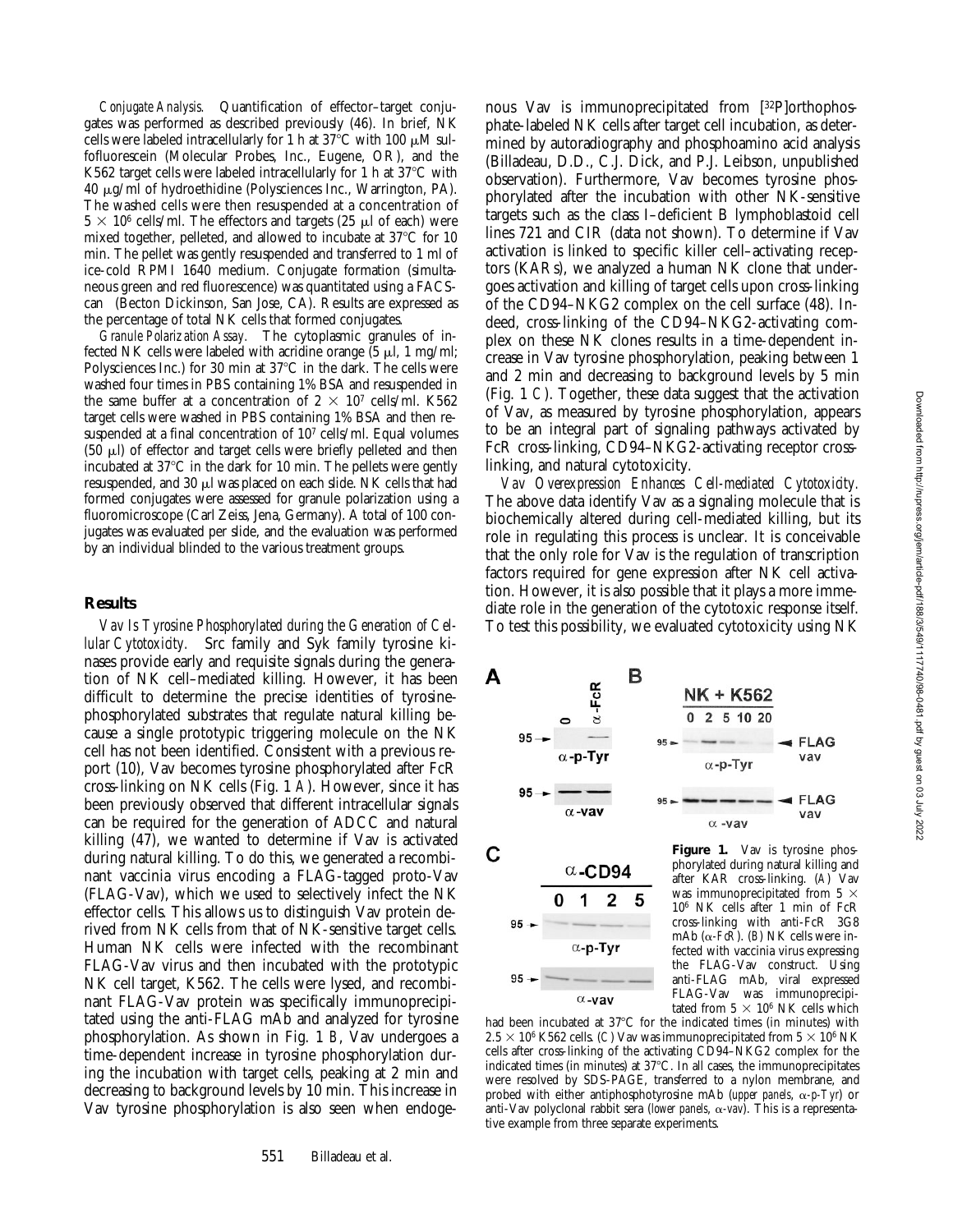*Conjugate Analysis.* Quantification of effector–target conjugates was performed as described previously (46). In brief, NK cells were labeled intracellularly for 1 h at 37°C with 100 μM sulfofluorescein (Molecular Probes, Inc., Eugene, OR), and the K562 target cells were labeled intracellularly for 1 h at 37°C with 40 μg/ml of hydroethidine (Polysciences Inc., Warrington, PA). The washed cells were then resuspended at a concentration of $5 \times 10^6$ cells/ml. The effectors and targets (25 μl of each) were mixed together, pelleted, and allowed to incubate at 37°C for 10 min. The pellet was gently resuspended and transferred to 1 ml of ice-cold RPMI 1640 medium. Conjugate formation (simultaneous green and red fluorescence) was quantitated using a FACScan (Becton Dickinson, San Jose, CA). Results are expressed as the percentage of total NK cells that formed conjugates.

*Granule Polarization Assay.* The cytoplasmic granules of infected NK cells were labeled with acridine orange (5 μl, 1 mg/ml; Polysciences Inc.) for 30 min at 37°C in the dark. The cells were washed four times in PBS containing 1% BSA and resuspended in the same buffer at a concentration of $2 \times 10^7$ cells/ml. K562 target cells were washed in PBS containing 1% BSA and then resuspended at a final concentration of $10^7$ cells/ml. Equal volumes (50 μl) of effector and target cells were briefly pelleted and then incubated at 37°C in the dark for 10 min. The pellets were gently resuspended, and 30 μl was placed on each slide. NK cells that had formed conjugates were assessed for granule polarization using a fluoromicroscope (Carl Zeiss, Jena, Germany). A total of 100 conjugates was evaluated per slide, and the evaluation was performed by an individual blinded to the various treatment groups.

## Results

*Vav Is Tyrosine Phosphorylated during the Generation of Cellular Cytotoxicity.* Src family and Syk family tyrosine kinases provide early and requisite signals during the generation of NK cell–mediated killing. However, it has been difficult to determine the precise identities of tyrosine-phosphorylated substrates that regulate natural killing because a single prototypic triggering molecule on the NK cell has not been identified. Consistent with a previous report (10), Vav becomes tyrosine phosphorylated after FcR cross-linking on NK cells (Fig. 1 *A*). However, since it has been previously observed that different intracellular signals can be required for the generation of ADCC and natural killing (47), we wanted to determine if Vav is activated during natural killing. To do this, we generated a recombinant vaccinia virus encoding a FLAG-tagged proto-Vav (FLAG-Vav), which we used to selectively infect the NK effector cells. This allows us to distinguish Vav protein derived from NK cells from that of NK-sensitive target cells. Human NK cells were infected with the recombinant FLAG-Vav virus and then incubated with the prototypic NK cell target, K562. The cells were lysed, and recombinant FLAG-Vav protein was specifically immunoprecipitated using the anti-FLAG mAb and analyzed for tyrosine phosphorylation. As shown in Fig. 1 *B*, Vav undergoes a time-dependent increase in tyrosine phosphorylation during the incubation with target cells, peaking at 2 min and decreasing to background levels by 10 min. This increase in Vav tyrosine phosphorylation is also seen when endogenous Vav is immunoprecipitated from [$^{32}$P]orthophosphate-labeled NK cells after target cell incubation, as determined by autoradiography and phosphoamino acid analysis (Billadeau, D.D., C.J. Dick, and P.J. Leibson, unpublished observation). Furthermore, Vav becomes tyrosine phosphorylated after the incubation with other NK-sensitive targets such as the class I–deficient B lymphoblastoid cell lines 721 and CIR (data not shown). To determine if Vav activation is linked to specific killer cell–activating receptors (KARs), we analyzed a human NK clone that undergoes activation and killing of target cells upon cross-linking of the CD94–NKG2 complex on the cell surface (48). Indeed, cross-linking of the CD94–NKG2-activating complex on these NK clones results in a time-dependent increase in Vav tyrosine phosphorylation, peaking between 1 and 2 min and decreasing to background levels by 5 min (Fig. 1 *C*). Together, these data suggest that the activation of Vav, as measured by tyrosine phosphorylation, appears to be an integral part of signaling pathways activated by FcR cross-linking, CD94–NKG2-activating receptor cross-linking, and natural cytotoxicity.

*Vav Overexpression Enhances Cell-mediated Cytotoxicity.* The above data identify Vav as a signaling molecule that is biochemically altered during cell-mediated killing, but its role in regulating this process is unclear. It is conceivable that the only role for Vav is the regulation of transcription factors required for gene expression after NK cell activation. However, it is also possible that it plays a more immediate role in the generation of the cytotoxic response itself. To test this possibility, we evaluated cytotoxicity using NK

**Figure 1.** Vav is tyrosine phosphorylated during natural killing and after KAR cross-linking. (*A*) Vav was immunoprecipitated from $5 \times 10^6$ NK cells after 1 min of FcR cross-linking with anti-FcR 3G8 mAb (*α-FcR*). (*B*) NK cells were infected with vaccinia virus expressing the FLAG-Vav construct. Using anti-FLAG mAb, viral expressed FLAG-Vav was immunoprecipitated from $5 \times 10^6$ NK cells which had been incubated at 37°C for the indicated times (in minutes) with $2.5 \times 10^6$ K562 cells. (*C*) Vav was immunoprecipitated from $5 \times 10^6$ NK cells after cross-linking of the activating CD94–NKG2 complex for the indicated times (in minutes) at 37°C. In all cases, the immunoprecipitates were resolved by SDS-PAGE, transferred to a nylon membrane, and probed with either antiphosphotyrosine mAb (*upper panels*, *α-p-Tyr*) or anti-Vav polyclonal rabbit sera (*lower panels*, *α-vav*). This is a representative example from three separate experiments.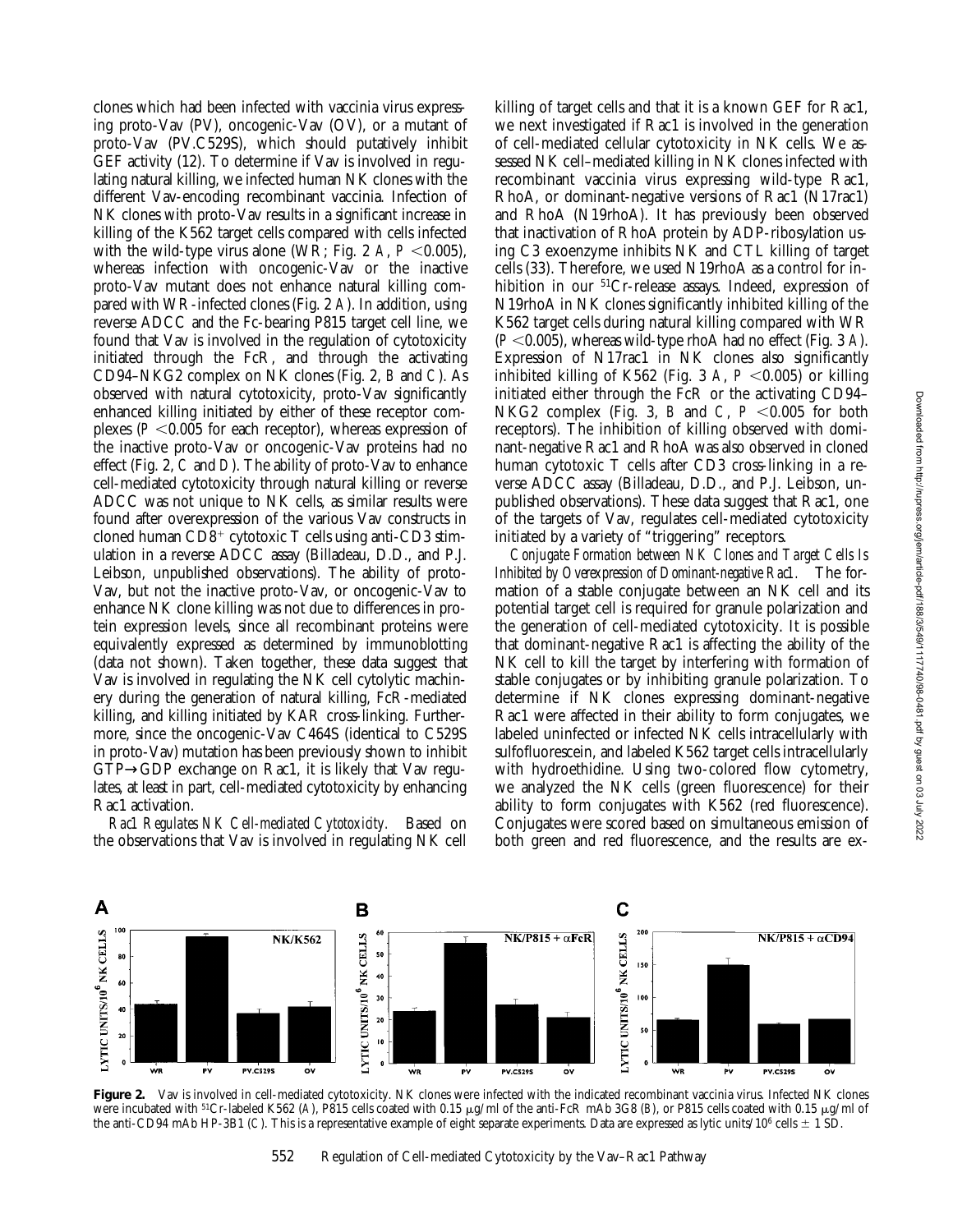clones which had been infected with vaccinia virus expressing proto-Vav (PV), oncogenic-Vav (OV), or a mutant of proto-Vav (PV.C529S), which should putatively inhibit GEF activity (12). To determine if Vav is involved in regulating natural killing, we infected human NK clones with the different Vav-encoding recombinant vaccinia. Infection of NK clones with proto-Vav results in a significant increase in killing of the K562 target cells compared with cells infected with the wild-type virus alone (WR; Fig. 2 *A*, $P < 0.005$), whereas infection with oncogenic-Vav or the inactive proto-Vav mutant does not enhance natural killing compared with WR-infected clones (Fig. 2 *A*). In addition, using reverse ADCC and the Fc-bearing P815 target cell line, we found that Vav is involved in the regulation of cytotoxicity initiated through the FcR, and through the activating CD94–NKG2 complex on NK clones (Fig. 2, *B* and *C*). As observed with natural cytotoxicity, proto-Vav significantly enhanced killing initiated by either of these receptor complexes ($P < 0.005$ for each receptor), whereas expression of the inactive proto-Vav or oncogenic-Vav proteins had no effect (Fig. 2, *C* and *D*). The ability of proto-Vav to enhance cell-mediated cytotoxicity through natural killing or reverse ADCC was not unique to NK cells, as similar results were found after overexpression of the various Vav constructs in cloned human $CD8^+$ cytotoxic T cells using anti-CD3 stimulation in a reverse ADCC assay (Billadeau, D.D., and P.J. Leibson, unpublished observations). The ability of proto-Vav, but not the inactive proto-Vav, or oncogenic-Vav to enhance NK clone killing was not due to differences in protein expression levels, since all recombinant proteins were equivalently expressed as determined by immunoblotting (data not shown). Taken together, these data suggest that Vav is involved in regulating the NK cell cytolytic machinery during the generation of natural killing, FcR-mediated killing, and killing initiated by KAR cross-linking. Furthermore, since the oncogenic-Vav C464S (identical to C529S in proto-Vav) mutation has been previously shown to inhibit GTP→GDP exchange on Rac1, it is likely that Vav regulates, at least in part, cell-mediated cytotoxicity by enhancing Rac1 activation.

*Rac1 Regulates NK Cell-mediated Cytotoxicity.* Based on the observations that Vav is involved in regulating NK cell killing of target cells and that it is a known GEF for Rac1, we next investigated if Rac1 is involved in the generation of cell-mediated cellular cytotoxicity in NK cells. We assessed NK cell–mediated killing in NK clones infected with recombinant vaccinia virus expressing wild-type Rac1, RhoA, or dominant-negative versions of Rac1 (N17rac1) and RhoA (N19rhoA). It has previously been observed that inactivation of RhoA protein by ADP-ribosylation using C3 exoenzyme inhibits NK and CTL killing of target cells (33). Therefore, we used N19rhoA as a control for inhibition in our $^{51}$Cr-release assays. Indeed, expression of N19rhoA in NK clones significantly inhibited killing of the K562 target cells during natural killing compared with WR ($P < 0.005$), whereas wild-type rhoA had no effect (Fig. 3 *A*). Expression of N17rac1 in NK clones also significantly inhibited killing of K562 (Fig. 3 *A*, $P < 0.005$) or killing initiated either through the FcR or the activating CD94–NKG2 complex (Fig. 3, *B* and *C*, $P < 0.005$ for both receptors). The inhibition of killing observed with dominant-negative Rac1 and RhoA was also observed in cloned human cytotoxic T cells after CD3 cross-linking in a reverse ADCC assay (Billadeau, D.D., and P.J. Leibson, unpublished observations). These data suggest that Rac1, one of the targets of Vav, regulates cell-mediated cytotoxicity initiated by a variety of "triggering" receptors.

*Conjugate Formation between NK Clones and Target Cells Is Inhibited by Overexpression of Dominant-negative Rac1.* The formation of a stable conjugate between an NK cell and its potential target cell is required for granule polarization and the generation of cell-mediated cytotoxicity. It is possible that dominant-negative Rac1 is affecting the ability of the NK cell to kill the target by interfering with formation of stable conjugates or by inhibiting granule polarization. To determine if NK clones expressing dominant-negative Rac1 were affected in their ability to form conjugates, we labeled uninfected or infected NK cells intracellularly with sulfofluorescein, and labeled K562 target cells intracellularly with hydroethidine. Using two-colored flow cytometry, we analyzed the NK cells (green fluorescence) for their ability to form conjugates with K562 (red fluorescence). Conjugates were scored based on simultaneous emission of both green and red fluorescence, and the results are ex-

**Figure 2.** Vav is involved in cell-mediated cytotoxicity. NK clones were infected with the indicated recombinant vaccinia virus. Infected NK clones were incubated with $^{51}$Cr-labeled K562 (*A*), P815 cells coated with 0.15 μg/ml of the anti-FcR mAb 3G8 (*B*), or P815 cells coated with 0.15 μg/ml of the anti-CD94 mAb HP-3B1 (*C*). This is a representative example of eight separate experiments. Data are expressed as lytic units/$10^6$ cells ± 1 SD.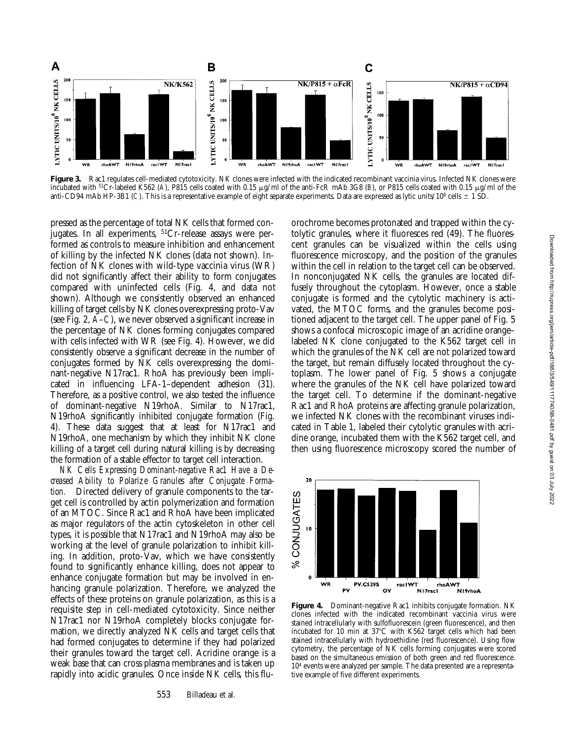**Figure 3.** Rac1 regulates cell-mediated cytotoxicity. NK clones were infected with the indicated recombinant vaccinia virus. Infected NK clones were incubated with $^{51}$Cr-labeled K562 (*A*), P815 cells coated with 0.15 μg/ml of the anti-FcR mAb 3G8 (*B*), or P815 cells coated with 0.15 μg/ml of the anti-CD94 mAb HP-3B1 (*C*). This is a representative example of eight separate experiments. Data are expressed as lytic units/$10^6$ cells ± 1 SD.

pressed as the percentage of total NK cells that formed conjugates. In all experiments, $^{51}$Cr-release assays were performed as controls to measure inhibition and enhancement of killing by the infected NK clones (data not shown). Infection of NK clones with wild-type vaccinia virus (WR) did not significantly affect their ability to form conjugates compared with uninfected cells (Fig. 4, and data not shown). Although we consistently observed an enhanced killing of target cells by NK clones overexpressing proto-Vav (see Fig. 2, *A–C*), we never observed a significant increase in the percentage of NK clones forming conjugates compared with cells infected with WR (see Fig. 4). However, we did consistently observe a significant decrease in the number of conjugates formed by NK cells overexpressing the dominant-negative N17rac1. RhoA has previously been implicated in influencing LFA-1–dependent adhesion (31). Therefore, as a positive control, we also tested the influence of dominant-negative N19rhoA. Similar to N17rac1, N19rhoA significantly inhibited conjugate formation (Fig. 4). These data suggest that at least for N17rac1 and N19rhoA, one mechanism by which they inhibit NK clone killing of a target cell during natural killing is by decreasing the formation of a stable effector to target cell interaction.

*NK Cells Expressing Dominant-negative Rac1 Have a Decreased Ability to Polarize Granules after Conjugate Formation.* Directed delivery of granule components to the target cell is controlled by actin polymerization and formation of an MTOC. Since Rac1 and RhoA have been implicated as major regulators of the actin cytoskeleton in other cell types, it is possible that N17rac1 and N19rhoA may also be working at the level of granule polarization to inhibit killing. In addition, proto-Vav, which we have consistently found to significantly enhance killing, does not appear to enhance conjugate formation but may be involved in enhancing granule polarization. Therefore, we analyzed the effects of these proteins on granule polarization, as this is a requisite step in cell-mediated cytotoxicity. Since neither N17rac1 nor N19rhoA completely blocks conjugate formation, we directly analyzed NK cells and target cells that had formed conjugates to determine if they had polarized their granules toward the target cell. Acridine orange is a weak base that can cross plasma membranes and is taken up rapidly into acidic granules. Once inside NK cells, this fluorochrome becomes protonated and trapped within the cytolytic granules, where it fluoresces red (49). The fluorescent granules can be visualized within the cells using fluorescence microscopy, and the position of the granules within the cell in relation to the target cell can be observed. In nonconjugated NK cells, the granules are located diffusely throughout the cytoplasm. However, once a stable conjugate is formed and the cytolytic machinery is activated, the MTOC forms, and the granules become positioned adjacent to the target cell. The upper panel of Fig. 5 shows a confocal microscopic image of an acridine orange–labeled NK clone conjugated to the K562 target cell in which the granules of the NK cell are not polarized toward the target, but remain diffusely located throughout the cytoplasm. The lower panel of Fig. 5 shows a conjugate where the granules of the NK cell have polarized toward the target cell. To determine if the dominant-negative Rac1 and RhoA proteins are affecting granule polarization, we infected NK clones with the recombinant viruses indicated in Table 1, labeled their cytolytic granules with acridine orange, incubated them with the K562 target cell, and then using fluorescence microscopy scored the number of

**Figure 4.** Dominant-negative Rac1 inhibits conjugate formation. NK clones infected with the indicated recombinant vaccinia virus were stained intracellularly with sulfofluorescein (green fluorescence), and then incubated for 10 min at 37°C with K562 target cells which had been stained intracellularly with hydroethidine (red fluorescence). Using flow cytometry, the percentage of NK cells forming conjugates were scored based on the simultaneous emission of both green and red fluorescence. $10^4$ events were analyzed per sample. The data presented are a representative example of five different experiments.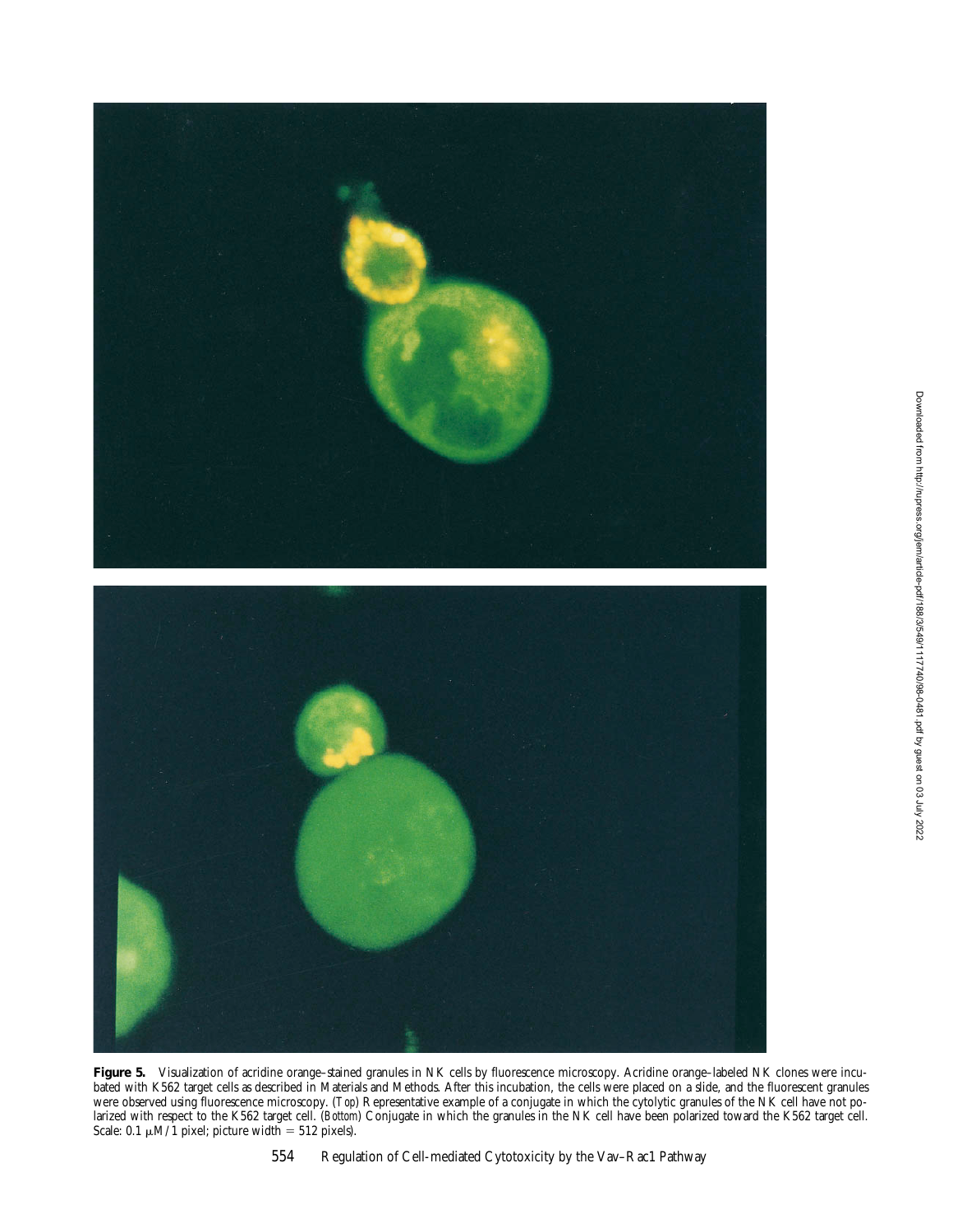**Figure 5.** Visualization of acridine orange–stained granules in NK cells by fluorescence microscopy. Acridine orange–labeled NK clones were incubated with K562 target cells as described in Materials and Methods. After this incubation, the cells were placed on a slide, and the fluorescent granules were observed using fluorescence microscopy. (*Top*) Representative example of a conjugate in which the cytolytic granules of the NK cell have not polarized with respect to the K562 target cell. (*Bottom*) Conjugate in which the granules in the NK cell have been polarized toward the K562 target cell. Scale: 0.1 μM/1 pixel; picture width = 512 pixels).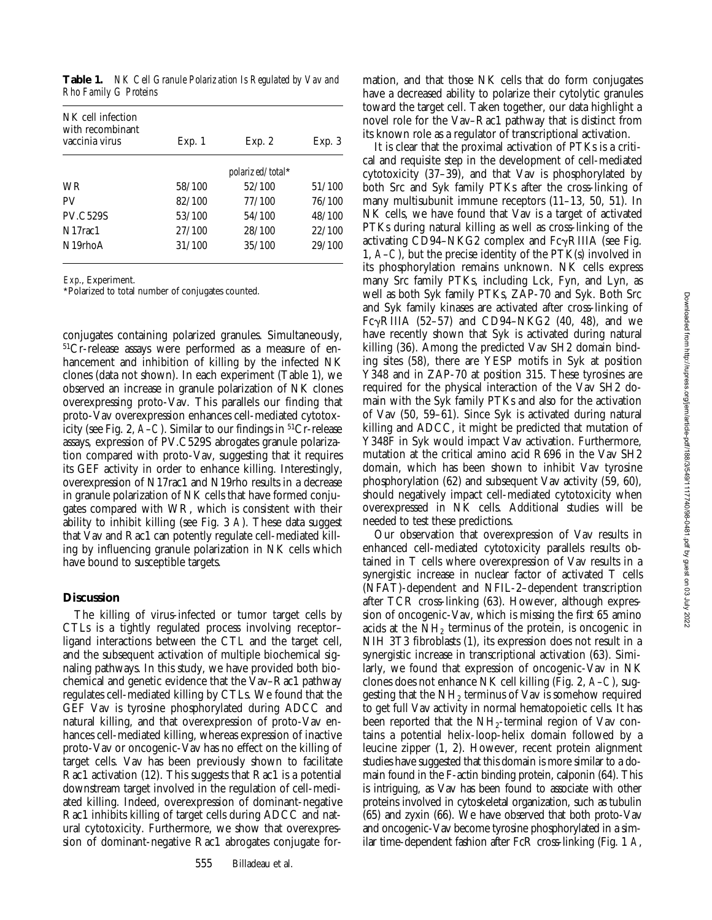**Table 1.** *NK Cell Granule Polarization Is Regulated by Vav and Rho Family G Proteins*

| NK cell infection with recombinant vaccinia virus | Exp. 1 | Exp. 2 | Exp. 3 |
|---|---|---|---|
| | | *polarized/total\** | |
| WR | 58/100 | 52/100 | 51/100 |
| PV | 82/100 | 77/100 | 76/100 |
| PV.C529S | 53/100 | 54/100 | 48/100 |
| N17rac1 | 27/100 | 28/100 | 22/100 |
| N19rhoA | 31/100 | 35/100 | 29/100 |

*Exp.*, Experiment.

\*Polarized to total number of conjugates counted.

conjugates containing polarized granules. Simultaneously, $^{51}$Cr-release assays were performed as a measure of enhancement and inhibition of killing by the infected NK clones (data not shown). In each experiment (Table 1), we observed an increase in granule polarization of NK clones overexpressing proto-Vav. This parallels our finding that proto-Vav overexpression enhances cell-mediated cytotoxicity (see Fig. 2, *A–C*). Similar to our findings in $^{51}$Cr-release assays, expression of PV.C529S abrogates granule polarization compared with proto-Vav, suggesting that it requires its GEF activity in order to enhance killing. Interestingly, overexpression of N17rac1 and N19rho results in a decrease in granule polarization of NK cells that have formed conjugates compared with WR, which is consistent with their ability to inhibit killing (see Fig. 3 *A*). These data suggest that Vav and Rac1 can potently regulate cell-mediated killing by influencing granule polarization in NK cells which have bound to susceptible targets.

## Discussion

The killing of virus-infected or tumor target cells by CTLs is a tightly regulated process involving receptor–ligand interactions between the CTL and the target cell, and the subsequent activation of multiple biochemical signaling pathways. In this study, we have provided both biochemical and genetic evidence that the Vav–Rac1 pathway regulates cell-mediated killing by CTLs. We found that the GEF Vav is tyrosine phosphorylated during ADCC and natural killing, and that overexpression of proto-Vav enhances cell-mediated killing, whereas expression of inactive proto-Vav or oncogenic-Vav has no effect on the killing of target cells. Vav has been previously shown to facilitate Rac1 activation (12). This suggests that Rac1 is a potential downstream target involved in the regulation of cell-mediated killing. Indeed, overexpression of dominant-negative Rac1 inhibits killing of target cells during ADCC and natural cytotoxicity. Furthermore, we show that overexpression of dominant-negative Rac1 abrogates conjugate formation, and that those NK cells that do form conjugates have a decreased ability to polarize their cytolytic granules toward the target cell. Taken together, our data highlight a novel role for the Vav–Rac1 pathway that is distinct from its known role as a regulator of transcriptional activation.

It is clear that the proximal activation of PTKs is a critical and requisite step in the development of cell-mediated cytotoxicity (37–39), and that Vav is phosphorylated by both Src and Syk family PTKs after the cross-linking of many multisubunit immune receptors (11–13, 50, 51). In NK cells, we have found that Vav is a target of activated PTKs during natural killing as well as cross-linking of the activating CD94–NKG2 complex and FcγRIIIA (see Fig. 1, *A–C*), but the precise identity of the PTK(s) involved in its phosphorylation remains unknown. NK cells express many Src family PTKs, including Lck, Fyn, and Lyn, as well as both Syk family PTKs, ZAP-70 and Syk. Both Src and Syk family kinases are activated after cross-linking of FcγRIIIA (52–57) and CD94–NKG2 (40, 48), and we have recently shown that Syk is activated during natural killing (36). Among the predicted Vav SH2 domain binding sites (58), there are YESP motifs in Syk at position Y348 and in ZAP-70 at position 315. These tyrosines are required for the physical interaction of the Vav SH2 domain with the Syk family PTKs and also for the activation of Vav (50, 59–61). Since Syk is activated during natural killing and ADCC, it might be predicted that mutation of Y348F in Syk would impact Vav activation. Furthermore, mutation at the critical amino acid R696 in the Vav SH2 domain, which has been shown to inhibit Vav tyrosine phosphorylation (62) and subsequent Vav activity (59, 60), should negatively impact cell-mediated cytotoxicity when overexpressed in NK cells. Additional studies will be needed to test these predictions.

Our observation that overexpression of Vav results in enhanced cell-mediated cytotoxicity parallels results obtained in T cells where overexpression of Vav results in a synergistic increase in nuclear factor of activated T cells (NFAT)-dependent and NFIL-2–dependent transcription after TCR cross-linking (63). However, although expression of oncogenic-Vav, which is missing the first 65 amino acids at the $NH_2$ terminus of the protein, is oncogenic in NIH 3T3 fibroblasts (1), its expression does not result in a synergistic increase in transcriptional activation (63). Similarly, we found that expression of oncogenic-Vav in NK clones does not enhance NK cell killing (Fig. 2, *A–C*), suggesting that the $NH_2$ terminus of Vav is somehow required to get full Vav activity in normal hematopoietic cells. It has been reported that the $NH_2$-terminal region of Vav contains a potential helix-loop-helix domain followed by a leucine zipper (1, 2). However, recent protein alignment studies have suggested that this domain is more similar to a domain found in the F-actin binding protein, calponin (64). This is intriguing, as Vav has been found to associate with other proteins involved in cytoskeletal organization, such as tubulin (65) and zyxin (66). We have observed that both proto-Vav and oncogenic-Vav become tyrosine phosphorylated in a similar time-dependent fashion after FcR cross-linking (Fig. 1 *A*,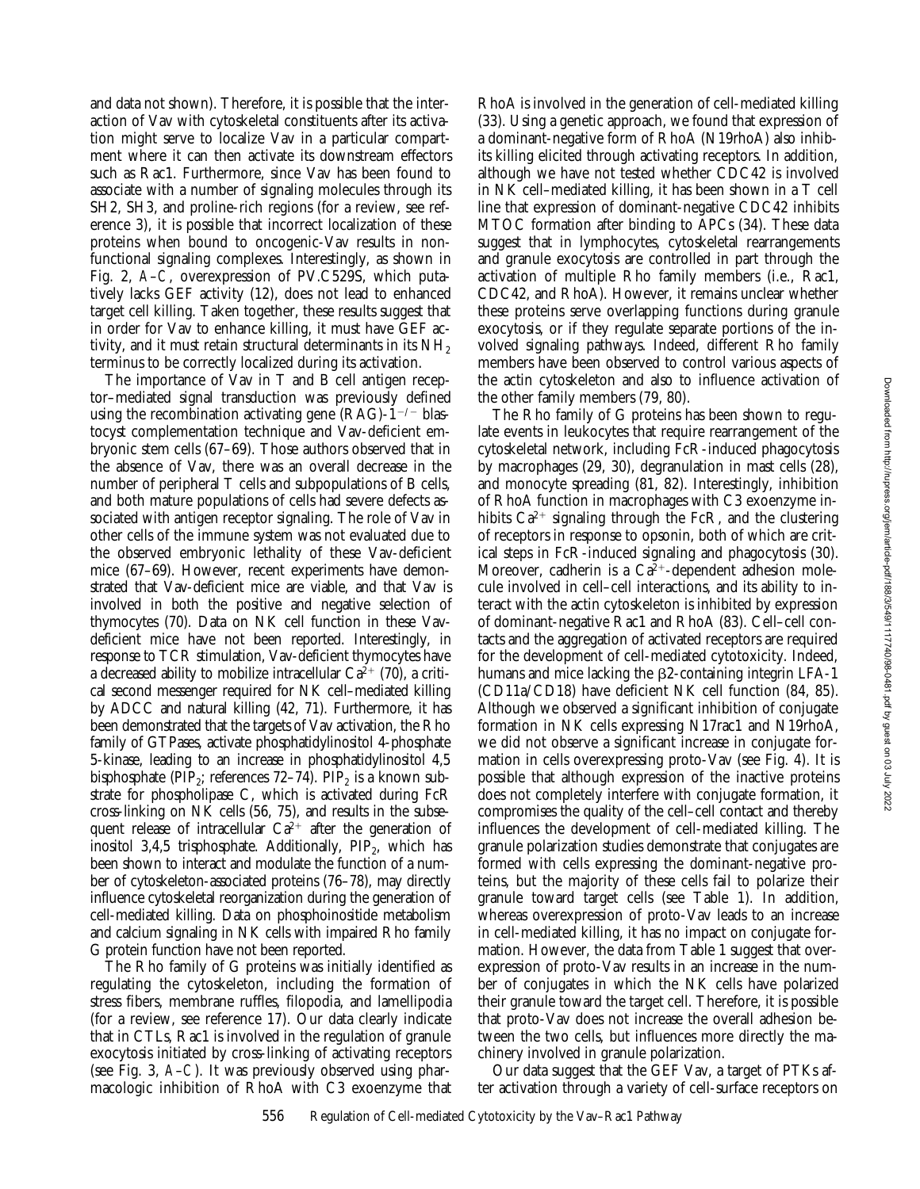and data not shown). Therefore, it is possible that the interaction of Vav with cytoskeletal constituents after its activation might serve to localize Vav in a particular compartment where it can then activate its downstream effectors such as Rac1. Furthermore, since Vav has been found to associate with a number of signaling molecules through its SH2, SH3, and proline-rich regions (for a review, see reference 3), it is possible that incorrect localization of these proteins when bound to oncogenic-Vav results in nonfunctional signaling complexes. Interestingly, as shown in Fig. 2, *A–C*, overexpression of PV.C529S, which putatively lacks GEF activity (12), does not lead to enhanced target cell killing. Taken together, these results suggest that in order for Vav to enhance killing, it must have GEF activity, and it must retain structural determinants in its $NH_2$ terminus to be correctly localized during its activation.

The importance of Vav in T and B cell antigen receptor–mediated signal transduction was previously defined using the recombination activating gene (RAG)-$1^{-/-}$ blastocyst complementation technique and Vav-deficient embryonic stem cells (67–69). Those authors observed that in the absence of Vav, there was an overall decrease in the number of peripheral T cells and subpopulations of B cells, and both mature populations of cells had severe defects associated with antigen receptor signaling. The role of Vav in other cells of the immune system was not evaluated due to the observed embryonic lethality of these Vav-deficient mice (67–69). However, recent experiments have demonstrated that Vav-deficient mice are viable, and that Vav is involved in both the positive and negative selection of thymocytes (70). Data on NK cell function in these Vav-deficient mice have not been reported. Interestingly, in response to TCR stimulation, Vav-deficient thymocytes have a decreased ability to mobilize intracellular $Ca^{2+}$ (70), a critical second messenger required for NK cell–mediated killing by ADCC and natural killing (42, 71). Furthermore, it has been demonstrated that the targets of Vav activation, the Rho family of GTPases, activate phosphatidylinositol 4-phosphate 5-kinase, leading to an increase in phosphatidylinositol 4,5 bisphosphate ($PIP_2$; references 72–74). $PIP_2$ is a known substrate for phospholipase C, which is activated during FcR cross-linking on NK cells (56, 75), and results in the subsequent release of intracellular $Ca^{2+}$ after the generation of inositol 3,4,5 trisphosphate. Additionally, $PIP_2$, which has been shown to interact and modulate the function of a number of cytoskeleton-associated proteins (76–78), may directly influence cytoskeletal reorganization during the generation of cell-mediated killing. Data on phosphoinositide metabolism and calcium signaling in NK cells with impaired Rho family G protein function have not been reported.

The Rho family of G proteins was initially identified as regulating the cytoskeleton, including the formation of stress fibers, membrane ruffles, filopodia, and lamellipodia (for a review, see reference 17). Our data clearly indicate that in CTLs, Rac1 is involved in the regulation of granule exocytosis initiated by cross-linking of activating receptors (see Fig. 3, *A–C*). It was previously observed using pharmacologic inhibition of RhoA with C3 exoenzyme that RhoA is involved in the generation of cell-mediated killing (33). Using a genetic approach, we found that expression of a dominant-negative form of RhoA (N19rhoA) also inhibits killing elicited through activating receptors. In addition, although we have not tested whether CDC42 is involved in NK cell–mediated killing, it has been shown in a T cell line that expression of dominant-negative CDC42 inhibits MTOC formation after binding to APCs (34). These data suggest that in lymphocytes, cytoskeletal rearrangements and granule exocytosis are controlled in part through the activation of multiple Rho family members (i.e., Rac1, CDC42, and RhoA). However, it remains unclear whether these proteins serve overlapping functions during granule exocytosis, or if they regulate separate portions of the involved signaling pathways. Indeed, different Rho family members have been observed to control various aspects of the actin cytoskeleton and also to influence activation of the other family members (79, 80).

The Rho family of G proteins has been shown to regulate events in leukocytes that require rearrangement of the cytoskeletal network, including FcR-induced phagocytosis by macrophages (29, 30), degranulation in mast cells (28), and monocyte spreading (81, 82). Interestingly, inhibition of RhoA function in macrophages with C3 exoenzyme inhibits $Ca^{2+}$ signaling through the FcR, and the clustering of receptors in response to opsonin, both of which are critical steps in FcR-induced signaling and phagocytosis (30). Moreover, cadherin is a $Ca^{2+}$-dependent adhesion molecule involved in cell–cell interactions, and its ability to interact with the actin cytoskeleton is inhibited by expression of dominant-negative Rac1 and RhoA (83). Cell–cell contacts and the aggregation of activated receptors are required for the development of cell-mediated cytotoxicity. Indeed, humans and mice lacking the β2-containing integrin LFA-1 (CD11a/CD18) have deficient NK cell function (84, 85). Although we observed a significant inhibition of conjugate formation in NK cells expressing N17rac1 and N19rhoA, we did not observe a significant increase in conjugate formation in cells overexpressing proto-Vav (see Fig. 4). It is possible that although expression of the inactive proteins does not completely interfere with conjugate formation, it compromises the quality of the cell–cell contact and thereby influences the development of cell-mediated killing. The granule polarization studies demonstrate that conjugates are formed with cells expressing the dominant-negative proteins, but the majority of these cells fail to polarize their granule toward target cells (see Table 1). In addition, whereas overexpression of proto-Vav leads to an increase in cell-mediated killing, it has no impact on conjugate formation. However, the data from Table 1 suggest that overexpression of proto-Vav results in an increase in the number of conjugates in which the NK cells have polarized their granule toward the target cell. Therefore, it is possible that proto-Vav does not increase the overall adhesion between the two cells, but influences more directly the machinery involved in granule polarization.

Our data suggest that the GEF Vav, a target of PTKs after activation through a variety of cell-surface receptors on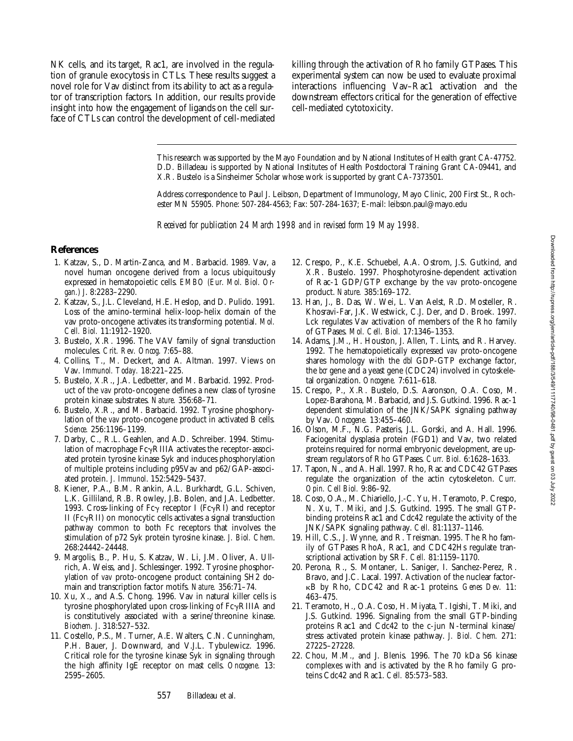NK cells, and its target, Rac1, are involved in the regulation of granule exocytosis in CTLs. These results suggest a novel role for Vav distinct from its ability to act as a regulator of transcription factors. In addition, our results provide insight into how the engagement of ligands on the cell surface of CTLs can control the development of cell-mediated killing through the activation of Rho family GTPases. This experimental system can now be used to evaluate proximal interactions influencing Vav–Rac1 activation and the downstream effectors critical for the generation of effective cell-mediated cytotoxicity.

This research was supported by the Mayo Foundation and by National Institutes of Health grant CA-47752. D.D. Billadeau is supported by National Institutes of Health Postdoctoral Training Grant CA-09441, and X.R. Bustelo is a Sinsheimer Scholar whose work is supported by grant CA-7373501.

Address correspondence to Paul J. Leibson, Department of Immunology, Mayo Clinic, 200 First St., Rochester MN 55905. Phone: 507-284-4563; Fax: 507-284-1637; E-mail: leibson.paul@mayo.edu

*Received for publication 24 March 1998 and in revised form 19 May 1998.*

## References

1. Katzav, S., D. Martin-Zanca, and M. Barbacid. 1989. Vav, a novel human oncogene derived from a locus ubiquitously expressed in hematopoietic cells. *EMBO (Eur. Mol. Biol. Organ.) J.* 8:2283–2290.
2. Katzav, S., J.L. Cleveland, H.E. Heslop, and D. Pulido. 1991. Loss of the amino-terminal helix-loop-helix domain of the vav proto-oncogene activates its transforming potential. *Mol. Cell. Biol.* 11:1912–1920.
3. Bustelo, X.R. 1996. The VAV family of signal transduction molecules. *Crit. Rev. Oncog.* 7:65–88.
4. Collins, T., M. Deckert, and A. Altman. 1997. Views on Vav. *Immunol. Today.* 18:221–225.
5. Bustelo, X.R., J.A. Ledbetter, and M. Barbacid. 1992. Product of the *vav* proto-oncogene defines a new class of tyrosine protein kinase substrates. *Nature.* 356:68–71.
6. Bustelo, X.R., and M. Barbacid. 1992. Tyrosine phosphorylation of the *vav* proto-oncogene product in activated B cells. *Science.* 256:1196–1199.
7. Darby, C., R.L. Geahlen, and A.D. Schreiber. 1994. Stimulation of macrophage FcγRIIIA activates the receptor-associated protein tyrosine kinase Syk and induces phosphorylation of multiple proteins including p95Vav and p62/GAP-associated protein. *J. Immunol.* 152:5429–5437.
8. Kiener, P.A., B.M. Rankin, A.L. Burkhardt, G.L. Schiven, L.K. Gilliland, R.B. Rowley, J.B. Bolen, and J.A. Ledbetter. 1993. Cross-linking of Fcγ receptor I (FcγRI) and receptor II (FcγRII) on monocytic cells activates a signal transduction pathway common to both Fc receptors that involves the stimulation of p72 Syk protein tyrosine kinase. *J. Biol. Chem.* 268:24442–24448.
9. Margolis, B., P. Hu, S. Katzav, W. Li, J.M. Oliver, A. Ullrich, A. Weiss, and J. Schlessinger. 1992. Tyrosine phosphorylation of *vav* proto-oncogene product containing SH2 domain and transcription factor motifs. *Nature.* 356:71–74.
10. Xu, X., and A.S. Chong. 1996. Vav in natural killer cells is tyrosine phosphorylated upon cross-linking of FcγRIIIA and is constitutively associated with a serine/threonine kinase. *Biochem. J.* 318:527–532.
11. Costello, P.S., M. Turner, A.E. Walters, C.N. Cunningham, P.H. Bauer, J. Downward, and V.J.L. Tybulewicz. 1996. Critical role for the tyrosine kinase Syk in signaling through the high affinity IgE receptor on mast cells. *Oncogene.* 13: 2595–2605.
12. Crespo, P., K.E. Schuebel, A.A. Ostrom, J.S. Gutkind, and X.R. Bustelo. 1997. Phosphotyrosine-dependent activation of Rac-1 GDP/GTP exchange by the *vav* proto-oncogene product. *Nature.* 385:169–172.
13. Han, J., B. Das, W. Wei, L. Van Aelst, R.D. Mosteller, R. Khosravi-Far, J.K. Westwick, C.J. Der, and D. Broek. 1997. Lck regulates Vav activation of members of the Rho family of GTPases. *Mol. Cell. Biol.* 17:1346–1353.
14. Adams, J.M., H. Houston, J. Allen, T. Lints, and R. Harvey. 1992. The hematopoietically expressed *vav* proto-oncogene shares homology with the *dbl* GDP-GTP exchange factor, the *bcr* gene and a yeast gene (CDC24) involved in cytoskeletal organization. *Oncogene.* 7:611–618.
15. Crespo, P., X.R. Bustelo, D.S. Aaronson, O.A. Coso, M. Lopez-Barahona, M. Barbacid, and J.S. Gutkind. 1996. Rac-1 dependent stimulation of the JNK/SAPK signaling pathway by Vav. *Oncogene.* 13:455–460.
16. Olson, M.F., N.G. Pasteris, J.L. Gorski, and A. Hall. 1996. Faciogenital dysplasia protein (FGD1) and Vav, two related proteins required for normal embryonic development, are upstream regulators of Rho GTPases. *Curr. Biol.* 6:1628–1633.
17. Tapon, N., and A. Hall. 1997. Rho, Rac and CDC42 GTPases regulate the organization of the actin cytoskeleton. *Curr. Opin. Cell Biol.* 9:86–92.
18. Coso, O.A., M. Chiariello, J.-C. Yu, H. Teramoto, P. Crespo, N. Xu, T. Miki, and J.S. Gutkind. 1995. The small GTP-binding proteins Rac1 and Cdc42 regulate the activity of the JNK/SAPK signaling pathway. *Cell.* 81:1137–1146.
19. Hill, C.S., J. Wynne, and R. Treisman. 1995. The Rho family of GTPases RhoA, Rac1, and CDC42Hs regulate transcriptional activation by SRF. *Cell.* 81:1159–1170.
20. Perona, R., S. Montaner, L. Saniger, I. Sanchez-Perez, R. Bravo, and J.C. Lacal. 1997. Activation of the nuclear factor-κB by Rho, CDC42 and Rac-1 proteins. *Genes Dev.* 11: 463–475.
21. Teramoto, H., O.A. Coso, H. Miyata, T. Igishi, T. Miki, and J.S. Gutkind. 1996. Signaling from the small GTP-binding proteins Rac1 and Cdc42 to the c-jun N-terminal kinase/stress activated protein kinase pathway. *J. Biol. Chem.* 271: 27225–27228.
22. Chou, M.M., and J. Blenis. 1996. The 70 kDa S6 kinase complexes with and is activated by the Rho family G proteins Cdc42 and Rac1. *Cell.* 85:573–583.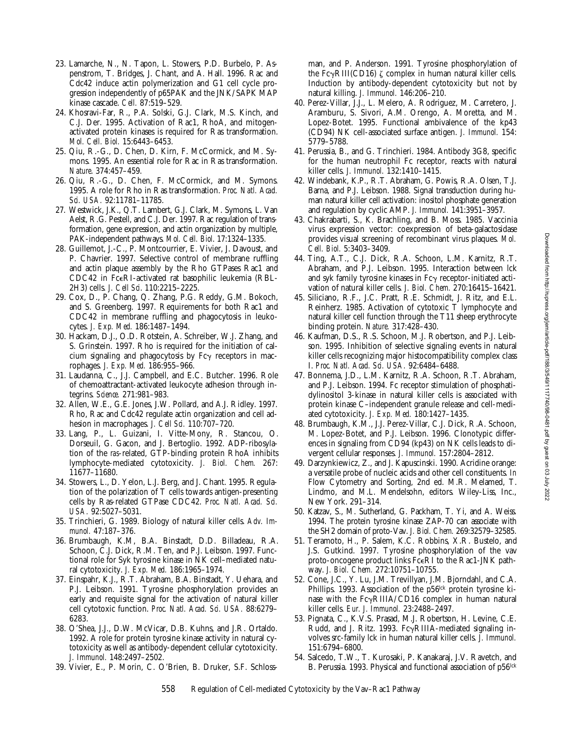23. Lamarche, N., N. Tapon, L. Stowers, P.D. Burbelo, P. Aspenstrom, T. Bridges, J. Chant, and A. Hall. 1996. Rac and Cdc42 induce actin polymerization and G1 cell cycle progression independently of p65PAK and the JNK/SAPK MAP kinase cascade. *Cell.* 87:519–529.
24. Khosravi-Far, R., P.A. Solski, G.J. Clark, M.S. Kinch, and C.J. Der. 1995. Activation of Rac1, RhoA, and mitogen-activated protein kinases is required for Ras transformation. *Mol. Cell. Biol.* 15:6443–6453.
25. Qiu, R.-G., J. Chen, D. Kirn, F. McCormick, and M. Symons. 1995. An essential role for Rac in Ras transformation. *Nature.* 374:457–459.
26. Qiu, R.-G., D. Chen, F. McCormick, and M. Symons. 1995. A role for Rho in Ras transformation. *Proc. Natl. Acad. Sci. USA.* 92:11781–11785.
27. Westwick, J.K., Q.T. Lambert, G.J. Clark, M. Symons, L. Van Aelst, R.G. Pestell, and C.J. Der. 1997. Rac regulation of transformation, gene expression, and actin organization by multiple, PAK-independent pathways. *Mol. Cell. Biol.* 17:1324–1335.
28. Guillemot, J.-C., P. Montcourrier, E. Vivier, J. Davoust, and P. Chavrier. 1997. Selective control of membrane ruffling and actin plaque assembly by the Rho GTPases Rac1 and CDC42 in FcεRI-activated rat basophilic leukemia (RBL-2H3) cells. *J. Cell Sci.* 110:2215–2225.
29. Cox, D., P. Chang, Q. Zhang, P.G. Reddy, G.M. Bokoch, and S. Greenberg. 1997. Requirements for both Rac1 and CDC42 in membrane ruffling and phagocytosis in leukocytes. *J. Exp. Med.* 186:1487–1494.
30. Hackam, D.J., O.D. Rotstein, A. Schreiber, W.J. Zhang, and S. Grinstein. 1997. Rho is required for the initiation of calcium signaling and phagocytosis by Fcγ receptors in macrophages. *J. Exp. Med.* 186:955–966.
31. Laudanna, C., J.J. Campbell, and E.C. Butcher. 1996. Role of chemoattractant-activated leukocyte adhesion through integrins. *Science.* 271:981–983.
32. Allen, W.E., G.E. Jones, J.W. Pollard, and A.J. Ridley. 1997. Rho, Rac and Cdc42 regulate actin organization and cell adhesion in macrophages. *J. Cell Sci.* 110:707–720.
33. Lang, P., L. Guizani, I. Vitte-Mony, R. Stancou, O. Dorseuil, G. Gacon, and J. Bertoglio. 1992. ADP-ribosylation of the *ras*-related, GTP-binding protein RhoA inhibits lymphocyte-mediated cytotoxicity. *J. Biol. Chem.* 267: 11677–11680.
34. Stowers, L., D. Yelon, L.J. Berg, and J. Chant. 1995. Regulation of the polarization of T cells towards antigen-presenting cells by Ras-related GTPase CDC42. *Proc. Natl. Acad. Sci. USA.* 92:5027–5031.
35. Trinchieri, G. 1989. Biology of natural killer cells. *Adv. Immunol.* 47:187–376.
36. Brumbaugh, K.M, B.A. Binstadt, D.D. Billadeau, R.A. Schoon, C.J. Dick, R.M. Ten, and P.J. Leibson. 1997. Functional role for Syk tyrosine kinase in NK cell–mediated natural cytotoxicity. *J. Exp. Med.* 186:1965–1974.
37. Einspahr, K.J., R.T. Abraham, B.A. Binstadt, Y. Uehara, and P.J. Leibson. 1991. Tyrosine phosphorylation provides an early and requisite signal for the activation of natural killer cell cytotoxic function. *Proc. Natl. Acad. Sci. USA.* 88:6279–6283.
38. O'Shea, J.J., D.W. McVicar, D.B. Kuhns, and J.R. Ortaldo. 1992. A role for protein tyrosine kinase activity in natural cytotoxicity as well as antibody-dependent cellular cytotoxicity. *J. Immunol.* 148:2497–2502.
39. Vivier, E., P. Morin, C. O'Brien, B. Druker, S.F. Schlossman, and P. Anderson. 1991. Tyrosine phosphorylation of the FcγRIII(CD16) ζ complex in human natural killer cells. Induction by antibody-dependent cytotoxicity but not by natural killing. *J. Immunol.* 146:206–210.
40. Perez-Villar, J.J., L. Melero, A. Rodriguez, M. Carretero, J. Aramburu, S. Sivori, A.M. Orengo, A. Moretta, and M. Lopez-Botet. 1995. Functional ambivalence of the kp43 (CD94) NK cell-associated surface antigen. *J. Immunol.* 154: 5779–5788.
41. Perussia, B., and G. Trinchieri. 1984. Antibody 3G8, specific for the human neutrophil Fc receptor, reacts with natural killer cells. *J. Immunol.* 132:1410–1415.
42. Windebank, K.P., R.T. Abraham, G. Powis, R.A. Olsen, T.J. Barna, and P.J. Leibson. 1988. Signal transduction during human natural killer cell activation: inositol phosphate generation and regulation by cyclic AMP. *J. Immunol.* 141:3951–3957.
43. Chakrabarti, S., K. Brachling, and B. Moss. 1985. Vaccinia virus expression vector: coexpression of beta-galactosidase provides visual screening of recombinant virus plaques. *Mol. Cell. Biol.* 5:3403–3409.
44. Ting, A.T., C.J. Dick, R.A. Schoon, L.M. Karnitz, R.T. Abraham, and P.J. Leibson. 1995. Interaction between lck and syk family tyrosine kinases in Fcγ receptor-initiated activation of natural killer cells. *J. Biol. Chem.* 270:16415–16421.
45. Siliciano, R.F., J.C. Pratt, R.E. Schmidt, J. Ritz, and E.L. Reinherz. 1985. Activation of cytotoxic T lymphocyte and natural killer cell function through the T11 sheep erythrocyte binding protein. *Nature.* 317:428–430.
46. Kaufman, D.S., R.S. Schoon, M.J. Robertson, and P.J. Leibson. 1995. Inhibition of selective signaling events in natural killer cells recognizing major histocompatibility complex class I. *Proc. Natl. Acad. Sci. USA.* 92:6484–6488.
47. Bonnema, J.D., L.M. Karnitz, R.A. Schoon, R.T. Abraham, and P.J. Leibson. 1994. Fc receptor stimulation of phosphatidylinositol 3-kinase in natural killer cells is associated with protein kinase C–independent granule release and cell-mediated cytotoxicity. *J. Exp. Med.* 180:1427–1435.
48. Brumbaugh, K.M., J.J. Perez-Villar, C.J. Dick, R.A. Schoon, M. Lopez-Botet, and P.J. Leibson. 1996. Clonotypic differences in signaling from CD94 (kp43) on NK cells leads to divergent cellular responses. *J. Immunol.* 157:2804–2812.
49. Darzynkiewicz, Z., and J. Kapuscinski. 1990. Acridine orange: a versatile probe of nucleic acids and other cell constituents. *In* Flow Cytometry and Sorting, 2nd ed. M.R. Melamed, T. Lindmo, and M.L. Mendelsohn, editors. Wiley-Liss, Inc., New York. 291–314.
50. Katzav, S., M. Sutherland, G. Packham, T. Yi, and A. Weiss. 1994. The protein tyrosine kinase ZAP-70 can associate with the SH2 domain of proto-Vav. *J. Biol. Chem.* 269:32579–32585.
51. Teramoto, H., P. Salem, K.C. Robbins, X.R. Bustelo, and J.S. Gutkind. 1997. Tyrosine phosphorylation of the vav proto-oncogene product links FcεRI to the Rac1-JNK pathway. *J. Biol. Chem.* 272:10751–10755.
52. Cone, J.C., Y. Lu, J.M. Trevillyan, J.M. Bjorndahl, and C.A. Phillips. 1993. Association of the p56[lck] protein tyrosine kinase with the FcγRIIIA/CD16 complex in human natural killer cells. *Eur. J. Immunol.* 23:2488–2497.
53. Pignata, C., K.V.S. Prasad, M.J. Robertson, H. Levine, C.E. Rudd, and J. Ritz. 1993. FcγRIIIA-mediated signaling involves src-family lck in human natural killer cells. *J. Immunol.* 151:6794–6800.
54. Salcedo, T.W., T. Kurosaki, P. Kanakaraj, J.V. Ravetch, and B. Perussia. 1993. Physical and functional association of p56[lck]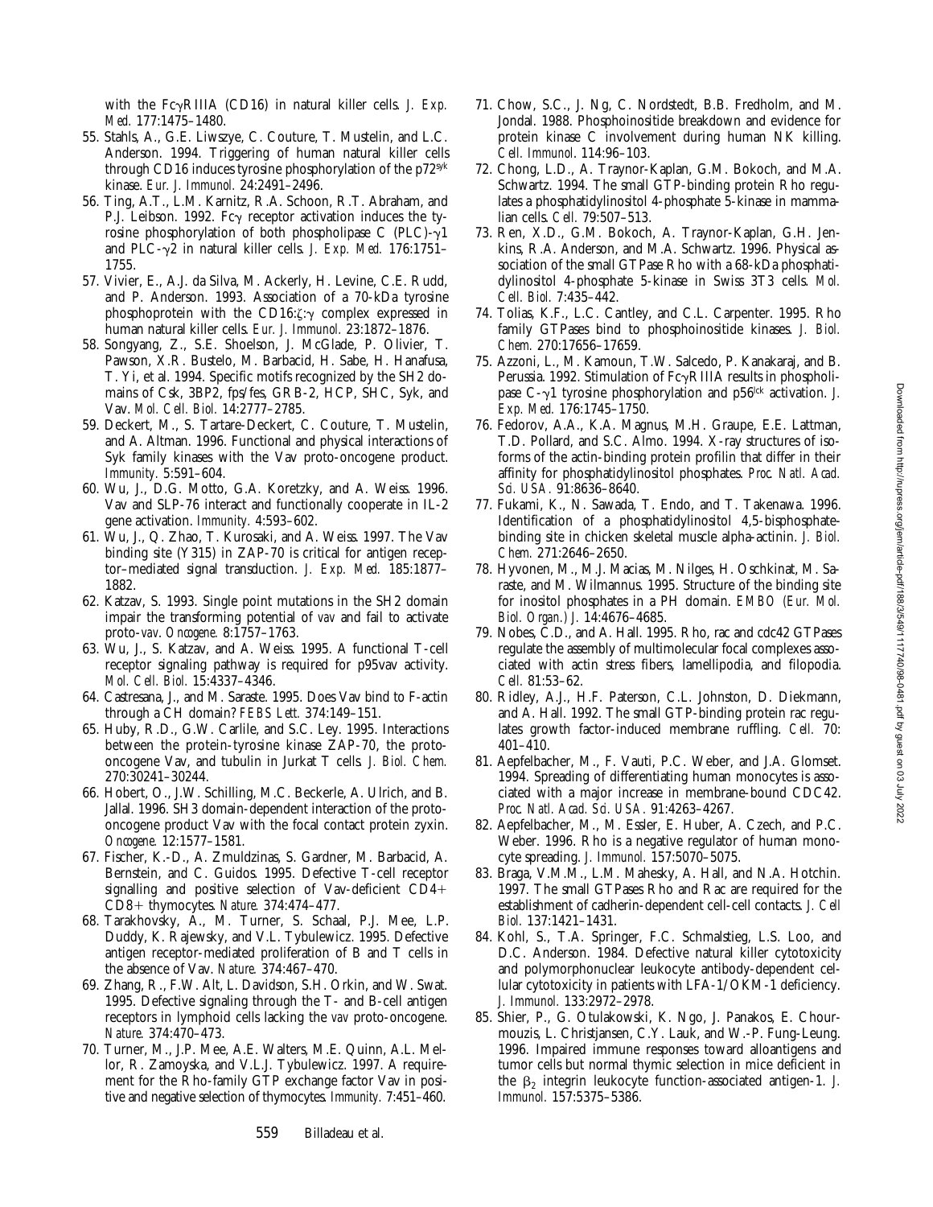with the Fc$\gamma$RIIIA (CD16) in natural killer cells. *J. Exp. Med.* 177:1475–1480.

55. Stahls, A., G.E. Liwszye, C. Couture, T. Mustelin, and L.C. Anderson. 1994. Triggering of human natural killer cells through CD16 induces tyrosine phosphorylation of the p72$^{syk}$ kinase. *Eur. J. Immunol.* 24:2491–2496.
56. Ting, A.T., L.M. Karnitz, R.A. Schoon, R.T. Abraham, and P.J. Leibson. 1992. Fc$\gamma$ receptor activation induces the tyrosine phosphorylation of both phospholipase C (PLC)-$\gamma$1 and PLC-$\gamma$2 in natural killer cells. *J. Exp. Med.* 176:1751–1755.
57. Vivier, E., A.J. da Silva, M. Ackerly, H. Levine, C.E. Rudd, and P. Anderson. 1993. Association of a 70-kDa tyrosine phosphoprotein with the CD16:$\zeta$:$\gamma$ complex expressed in human natural killer cells. *Eur. J. Immunol.* 23:1872–1876.
58. Songyang, Z., S.E. Shoelson, J. McGlade, P. Olivier, T. Pawson, X.R. Bustelo, M. Barbacid, H. Sabe, H. Hanafusa, T. Yi, et al. 1994. Specific motifs recognized by the SH2 domains of Csk, 3BP2, fps/fes, GRB-2, HCP, SHC, Syk, and Vav. *Mol. Cell. Biol.* 14:2777–2785.
59. Deckert, M., S. Tartare-Deckert, C. Couture, T. Mustelin, and A. Altman. 1996. Functional and physical interactions of Syk family kinases with the Vav proto-oncogene product. *Immunity.* 5:591–604.
60. Wu, J., D.G. Motto, G.A. Koretzky, and A. Weiss. 1996. Vav and SLP-76 interact and functionally cooperate in IL-2 gene activation. *Immunity.* 4:593–602.
61. Wu, J., Q. Zhao, T. Kurosaki, and A. Weiss. 1997. The Vav binding site (Y315) in ZAP-70 is critical for antigen receptor–mediated signal transduction. *J. Exp. Med.* 185:1877–1882.
62. Katzav, S. 1993. Single point mutations in the SH2 domain impair the transforming potential of *vav* and fail to activate proto-*vav*. *Oncogene.* 8:1757–1763.
63. Wu, J., S. Katzav, and A. Weiss. 1995. A functional T-cell receptor signaling pathway is required for p95vav activity. *Mol. Cell. Biol.* 15:4337–4346.
64. Castresana, J., and M. Saraste. 1995. Does Vav bind to F-actin through a CH domain? *FEBS Lett.* 374:149–151.
65. Huby, R.D., G.W. Carlile, and S.C. Ley. 1995. Interactions between the protein-tyrosine kinase ZAP-70, the proto-oncogene Vav, and tubulin in Jurkat T cells. *J. Biol. Chem.* 270:30241–30244.
66. Hobert, O., J.W. Schilling, M.C. Beckerle, A. Ulrich, and B. Jallal. 1996. SH3 domain-dependent interaction of the proto-oncogene product Vav with the focal contact protein zyxin. *Oncogene.* 12:1577–1581.
67. Fischer, K.-D., A. Zmuldzinas, S. Gardner, M. Barbacid, A. Bernstein, and C. Guidos. 1995. Defective T-cell receptor signalling and positive selection of Vav-deficient CD4+ CD8+ thymocytes. *Nature.* 374:474–477.
68. Tarakhovsky, A., M. Turner, S. Schaal, P.J. Mee, L.P. Duddy, K. Rajewsky, and V.L. Tybulewicz. 1995. Defective antigen receptor-mediated proliferation of B and T cells in the absence of Vav. *Nature.* 374:467–470.
69. Zhang, R., F.W. Alt, L. Davidson, S.H. Orkin, and W. Swat. 1995. Defective signaling through the T- and B-cell antigen receptors in lymphoid cells lacking the *vav* proto-oncogene. *Nature.* 374:470–473.
70. Turner, M., J.P. Mee, A.E. Walters, M.E. Quinn, A.L. Mellor, R. Zamoyska, and V.L.J. Tybulewicz. 1997. A requirement for the Rho-family GTP exchange factor Vav in positive and negative selection of thymocytes. *Immunity.* 7:451–460.
71. Chow, S.C., J. Ng, C. Nordstedt, B.B. Fredholm, and M. Jondal. 1988. Phosphoinositide breakdown and evidence for protein kinase C involvement during human NK killing. *Cell. Immunol.* 114:96–103.
72. Chong, L.D., A. Traynor-Kaplan, G.M. Bokoch, and M.A. Schwartz. 1994. The small GTP-binding protein Rho regulates a phosphatidylinositol 4-phosphate 5-kinase in mammalian cells. *Cell.* 79:507–513.
73. Ren, X.D., G.M. Bokoch, A. Traynor-Kaplan, G.H. Jenkins, R.A. Anderson, and M.A. Schwartz. 1996. Physical association of the small GTPase Rho with a 68-kDa phosphatidylinositol 4-phosphate 5-kinase in Swiss 3T3 cells. *Mol. Cell. Biol.* 7:435–442.
74. Tolias, K.F., L.C. Cantley, and C.L. Carpenter. 1995. Rho family GTPases bind to phosphoinositide kinases. *J. Biol. Chem.* 270:17656–17659.
75. Azzoni, L., M. Kamoun, T.W. Salcedo, P. Kanakaraj, and B. Perussia. 1992. Stimulation of Fc$\gamma$RIIIA results in phospholipase C-$\gamma$1 tyrosine phosphorylation and p56$^{lck}$ activation. *J. Exp. Med.* 176:1745–1750.
76. Fedorov, A.A., K.A. Magnus, M.H. Graupe, E.E. Lattman, T.D. Pollard, and S.C. Almo. 1994. X-ray structures of isoforms of the actin-binding protein profilin that differ in their affinity for phosphatidylinositol phosphates. *Proc. Natl. Acad. Sci. USA.* 91:8636–8640.
77. Fukami, K., N. Sawada, T. Endo, and T. Takenawa. 1996. Identification of a phosphatidylinositol 4,5-bisphosphate-binding site in chicken skeletal muscle alpha-actinin. *J. Biol. Chem.* 271:2646–2650.
78. Hyvonen, M., M.J. Macias, M. Nilges, H. Oschkinat, M. Saraste, and M. Wilmannus. 1995. Structure of the binding site for inositol phosphates in a PH domain. *EMBO (Eur. Mol. Biol. Organ.) J.* 14:4676–4685.
79. Nobes, C.D., and A. Hall. 1995. Rho, rac and cdc42 GTPases regulate the assembly of multimolecular focal complexes associated with actin stress fibers, lamellipodia, and filopodia. *Cell.* 81:53–62.
80. Ridley, A.J., H.F. Paterson, C.L. Johnston, D. Diekmann, and A. Hall. 1992. The small GTP-binding protein rac regulates growth factor-induced membrane ruffling. *Cell.* 70: 401–410.
81. Aepfelbacher, M., F. Vauti, P.C. Weber, and J.A. Glomset. 1994. Spreading of differentiating human monocytes is associated with a major increase in membrane-bound CDC42. *Proc. Natl. Acad. Sci. USA.* 91:4263–4267.
82. Aepfelbacher, M., M. Essler, E. Huber, A. Czech, and P.C. Weber. 1996. Rho is a negative regulator of human monocyte spreading. *J. Immunol.* 157:5070–5075.
83. Braga, V.M.M., L.M. Mahesky, A. Hall, and N.A. Hotchin. 1997. The small GTPases Rho and Rac are required for the establishment of cadherin-dependent cell-cell contacts. *J. Cell Biol.* 137:1421–1431.
84. Kohl, S., T.A. Springer, F.C. Schmalstieg, L.S. Loo, and D.C. Anderson. 1984. Defective natural killer cytotoxicity and polymorphonuclear leukocyte antibody-dependent cellular cytotoxicity in patients with LFA-1/OKM-1 deficiency. *J. Immunol.* 133:2972–2978.
85. Shier, P., G. Otulakowski, K. Ngo, J. Panakos, E. Chourmouzis, L. Christjansen, C.Y. Lauk, and W.-P. Fung-Leung. 1996. Impaired immune responses toward alloantigens and tumor cells but normal thymic selection in mice deficient in the $\beta_2$ integrin leukocyte function-associated antigen-1. *J. Immunol.* 157:5375–5386.